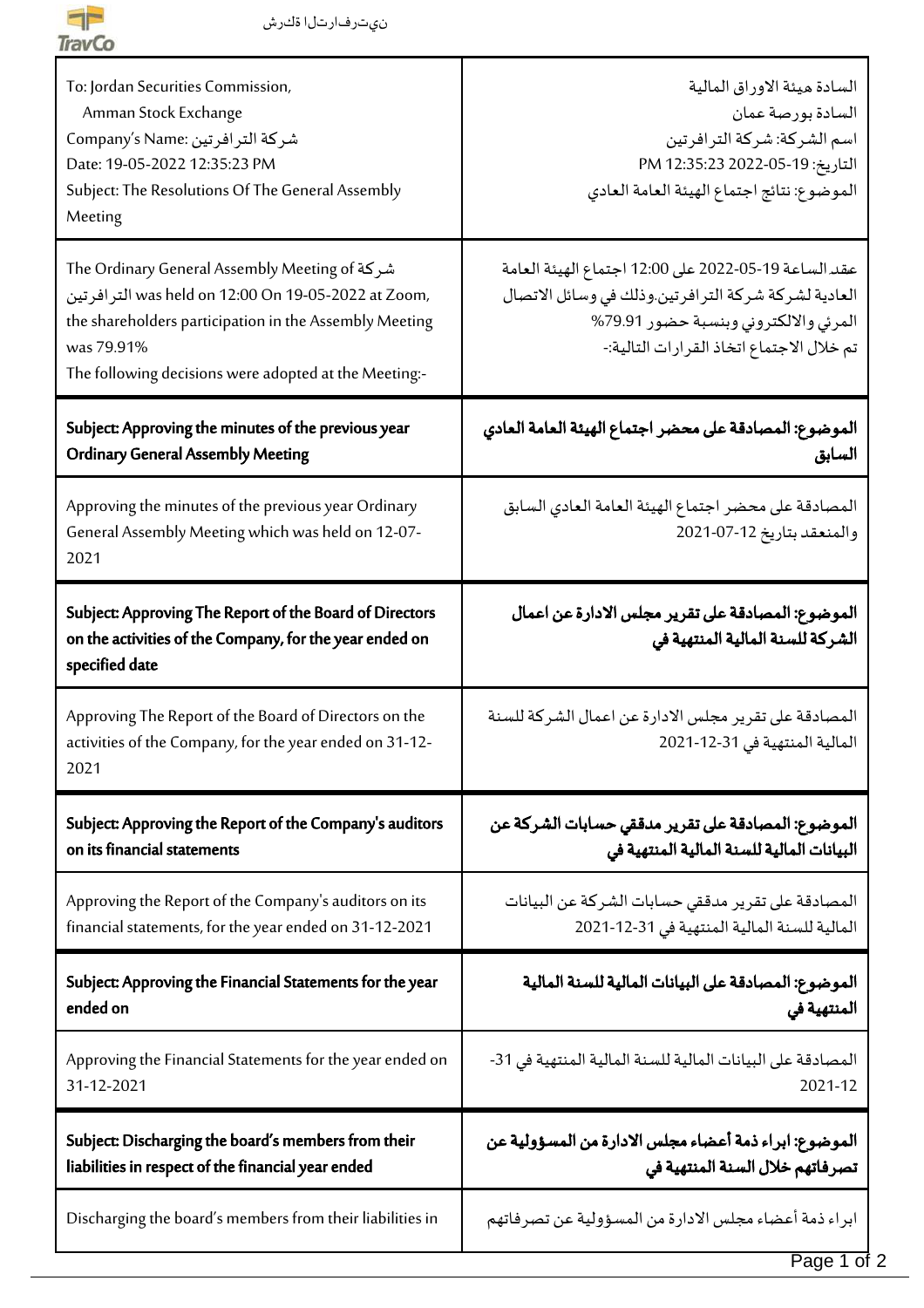| To: Jordan Securities Commission,<br>Amman Stock Exchange<br>Company's Name: شركة الترافرتين<br>Date: 19-05-2022 12:35:23 PM<br>Subject: The Resolutions Of The General Assembly Meeting | السادة هيئة الاوراق المالية<br>السادة بورصة عمان<br>اسم الشركة: شركة الترافرتين<br>التاريخ: 19-05-2022 12:35:23 PM<br>الموضوع: نتائج اجتماع الهيئة العامة العادي |
|---|---|
| The Ordinary General Assembly Meeting of شركة الترافرتين was held on 12:00 On 19-05-2022 at Zoom, the shareholders participation in the Assembly Meeting was 79.91%<br>The following decisions were adopted at the Meeting:- | عقد الساعة 19-05-2022 على 12:00 اجتماع الهيئة العامة العادية لشركة شركة الترافرتين.وذلك في وسائل الاتصال المرئي والالكتروني وبنسبة حضور 79.91%<br>تم خلال الاجتماع اتخاذ القرارات التالية:- |
| **Subject: Approving the minutes of the previous year Ordinary General Assembly Meeting** | **الموضوع: المصادقة على محضر اجتماع الهيئة العامة العادي السابق** |
| Approving the minutes of the previous year Ordinary General Assembly Meeting which was held on 12-07-2021 | المصادقة على محضر اجتماع الهيئة العامة العادي السابق والمنعقد بتاريخ 12-07-2021 |
| **Subject: Approving The Report of the Board of Directors on the activities of the Company, for the year ended on specified date** | **الموضوع: المصادقة على تقرير مجلس الادارة عن اعمال الشركة للسنة المالية المنتهية في** |
| Approving The Report of the Board of Directors on the activities of the Company, for the year ended on 31-12-2021 | المصادقة على تقرير مجلس الادارة عن اعمال الشركة للسنة المالية المنتهية في 31-12-2021 |
| **Subject: Approving the Report of the Company's auditors on its financial statements** | **الموضوع: المصادقة على تقرير مدققي حسابات الشركة عن البيانات المالية للسنة المالية المنتهية في** |
| Approving the Report of the Company's auditors on its financial statements, for the year ended on 31-12-2021 | المصادقة على تقرير مدققي حسابات الشركة عن البيانات المالية للسنة المالية المنتهية في 31-12-2021 |
| **Subject: Approving the Financial Statements for the year ended on** | **الموضوع: المصادقة على البيانات المالية للسنة المالية المنتهية في** |
| Approving the Financial Statements for the year ended on 31-12-2021 | المصادقة على البيانات المالية للسنة المالية المنتهية في 31-12-2021 |
| **Subject: Discharging the board's members from their liabilities in respect of the financial year ended** | **الموضوع: ابراء ذمة أعضاء مجلس الادارة من المسؤولية عن تصرفاتهم خلال السنة المنتهية في** |
| Discharging the board's members from their liabilities in | ابراء ذمة أعضاء مجلس الادارة من المسؤولية عن تصرفاتهم |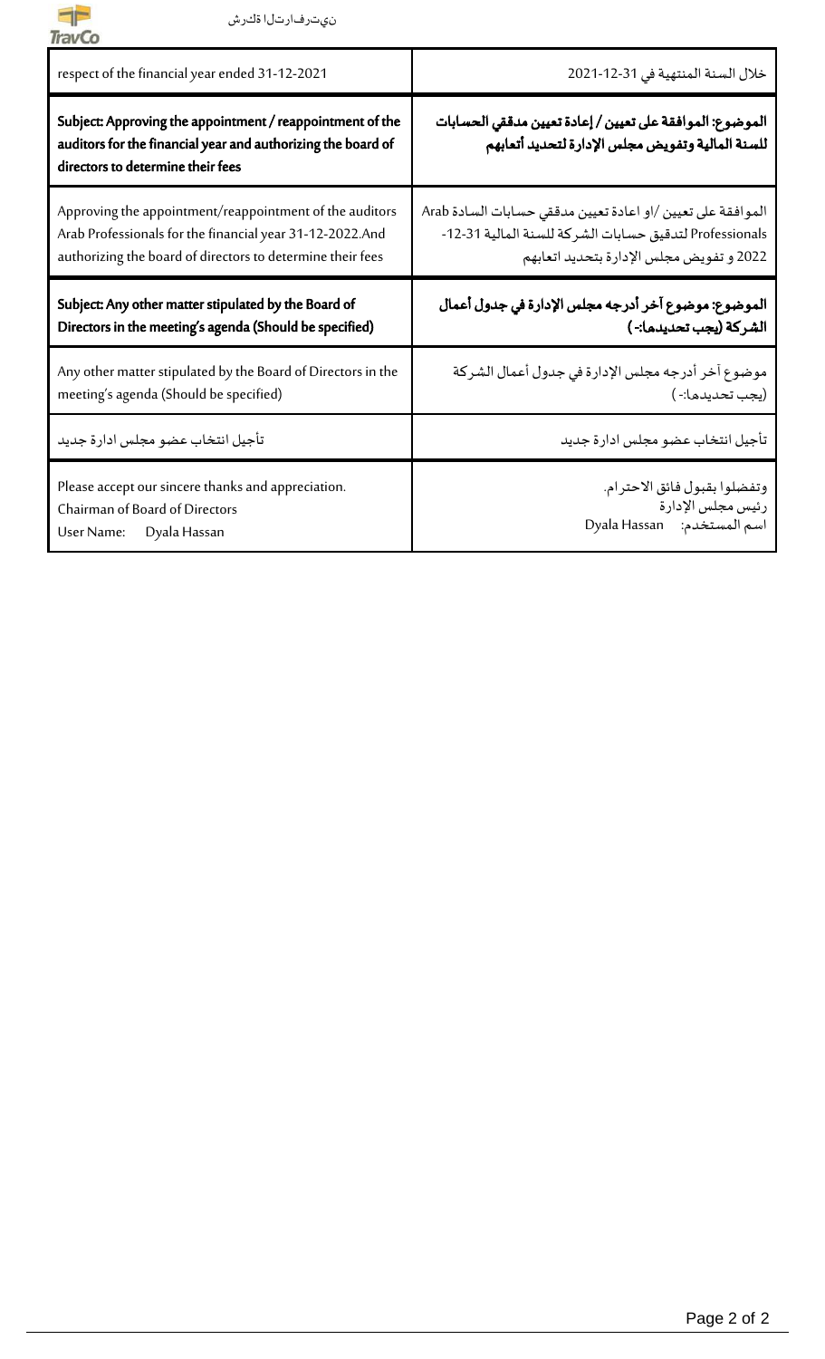| | |
|---|---|
| respect of the financial year ended 31-12-2021 | خلال السنة المنتهية في 31-12-2021 |
| **Subject: Approving the appointment / reappointment of the auditors for the financial year and authorizing the board of directors to determine their fees** | **الموضوع: الموافقة على تعيين / إعادة تعيين مدققي الحسابات للسنة المالية وتفويض مجلس الإدارة لتحديد أتعابهم** |
| Approving the appointment/reappointment of the auditors Arab Professionals for the financial year 31-12-2022.And authorizing the board of directors to determine their fees | الموافقة على تعيين /او اعادة تعيين مدققي حسابات السادة Arab Professionals لتدقيق حسابات الشركة للسنة المالية 31-12-2022 و تفويض مجلس الإدارة بتحديد اتعابهم |
| **Subject: Any other matter stipulated by the Board of Directors in the meeting's agenda (Should be specified)** | **الموضوع: موضوع آخر أدرجه مجلس الإدارة في جدول أعمال الشركة (يجب تحديدها:-)** |
| Any other matter stipulated by the Board of Directors in the meeting's agenda (Should be specified) | موضوع آخر أدرجه مجلس الإدارة في جدول أعمال الشركة (يجب تحديدها:-) |
| تأجيل انتخاب عضو مجلس ادارة جديد | تأجيل انتخاب عضو مجلس ادارة جديد |
| Please accept our sincere thanks and appreciation.<br>Chairman of Board of Directors<br>User Name: Dyala Hassan | وتفضلوا بقبول فائق الاحترام.<br>رئيس مجلس الإدارة<br>اسم المستخدم: Dyala Hassan |